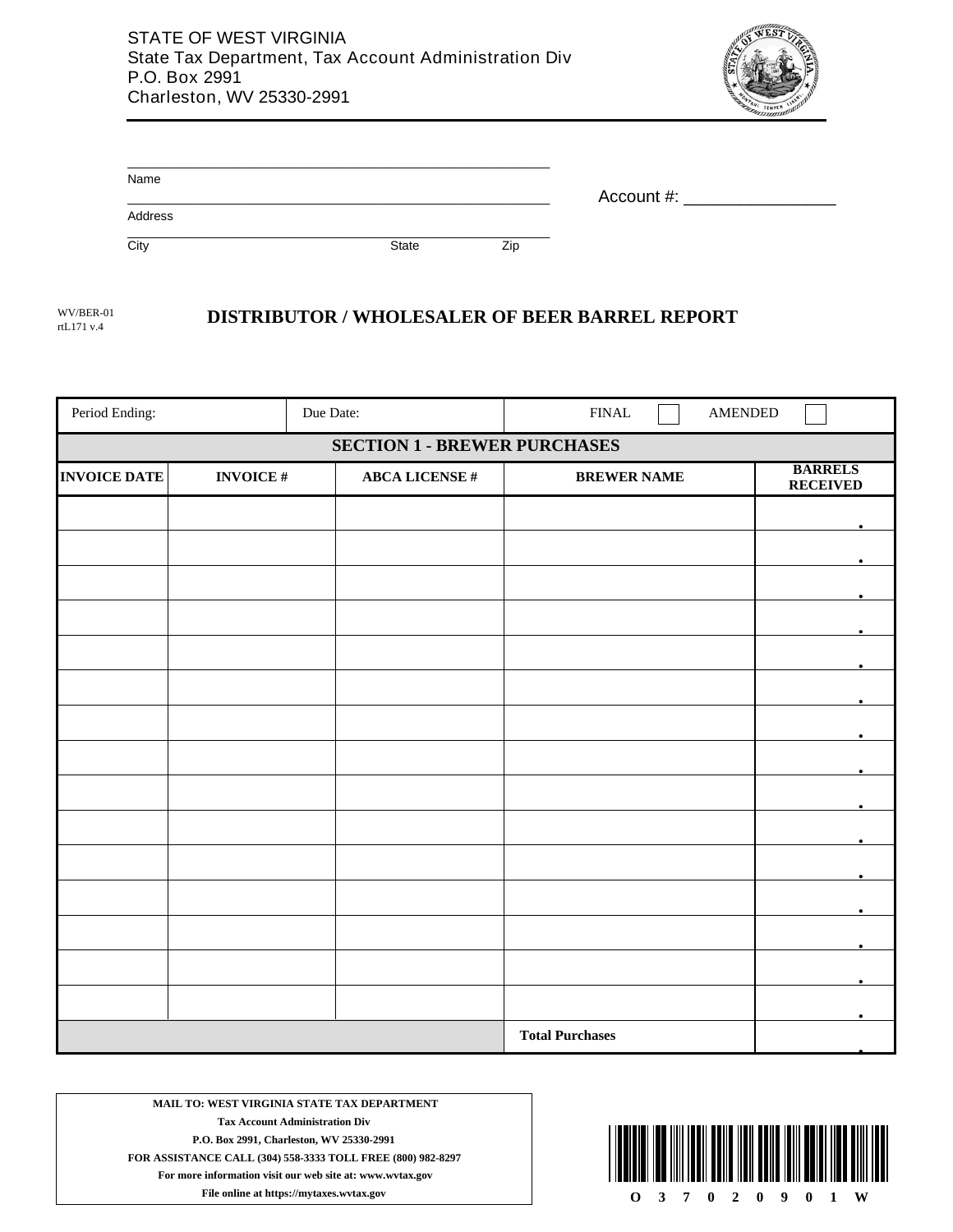STATE OF WEST VIRGINIA
State Tax Department, Tax Account Administration Div
P.O. Box 2991
Charleston, WV 25330-2991

Name

Address

City State Zip

Account #: ________________

WV/BER-01
rtL171 v.4

# DISTRIBUTOR / WHOLESALER OF BEER BARREL REPORT

| Period Ending: | Due Date: | FINAL ☐ AMENDED ☐ | | |
|---|---|---|---|---|
| **SECTION 1 - BREWER PURCHASES** | | | | |
| **INVOICE DATE** | **INVOICE #** | **ABCA LICENSE #** | **BREWER NAME** | **BARRELS RECEIVED** |
| | | | | . |
| | | | | . |
| | | | | . |
| | | | | . |
| | | | | . |
| | | | | . |
| | | | | . |
| | | | | . |
| | | | | . |
| | | | | . |
| | | | | . |
| | | | | . |
| | | | | . |
| | | | | . |
| | | | | . |
| | | | **Total Purchases** | . |

**MAIL TO: WEST VIRGINIA STATE TAX DEPARTMENT**
**Tax Account Administration Div**
**P.O. Box 2991, Charleston, WV 25330-2991**
**FOR ASSISTANCE CALL (304) 558-3333 TOLL FREE (800) 982-8297**
**For more information visit our web site at: www.wvtax.gov**
**File online at https://mytaxes.wvtax.gov**

O 3 7 0 2 0 9 0 1 W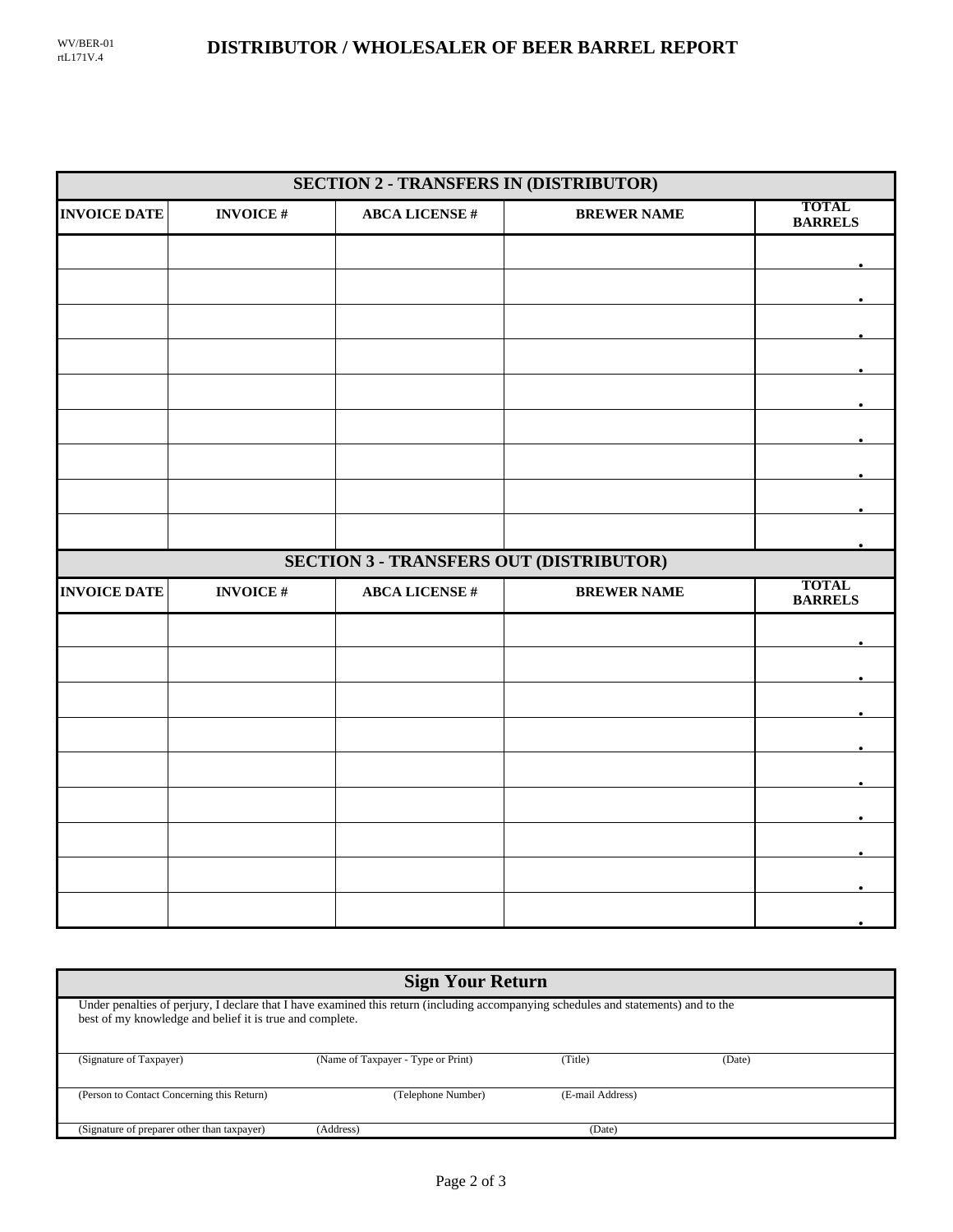WV/BER-01
rtL171V.4

# DISTRIBUTOR / WHOLESALER OF BEER BARREL REPORT

## SECTION 2 - TRANSFERS IN (DISTRIBUTOR)

| INVOICE DATE | INVOICE # | ABCA LICENSE # | BREWER NAME | TOTAL BARRELS |
|---|---|---|---|---|
| | | | | . |
| | | | | . |
| | | | | . |
| | | | | . |
| | | | | . |
| | | | | . |
| | | | | . |
| | | | | . |
| | | | | . |

## SECTION 3 - TRANSFERS OUT (DISTRIBUTOR)

| INVOICE DATE | INVOICE # | ABCA LICENSE # | BREWER NAME | TOTAL BARRELS |
|---|---|---|---|---|
| | | | | . |
| | | | | . |
| | | | | . |
| | | | | . |
| | | | | . |
| | | | | . |
| | | | | . |
| | | | | . |
| | | | | . |

## Sign Your Return

Under penalties of perjury, I declare that I have examined this return (including accompanying schedules and statements) and to the best of my knowledge and belief it is true and complete.

| (Signature of Taxpayer) | (Name of Taxpayer - Type or Print) | (Title) | (Date) |
|---|---|---|---|
| (Person to Contact Concerning this Return) | (Telephone Number) | (E-mail Address) | |
| (Signature of preparer other than taxpayer) | (Address) | (Date) | |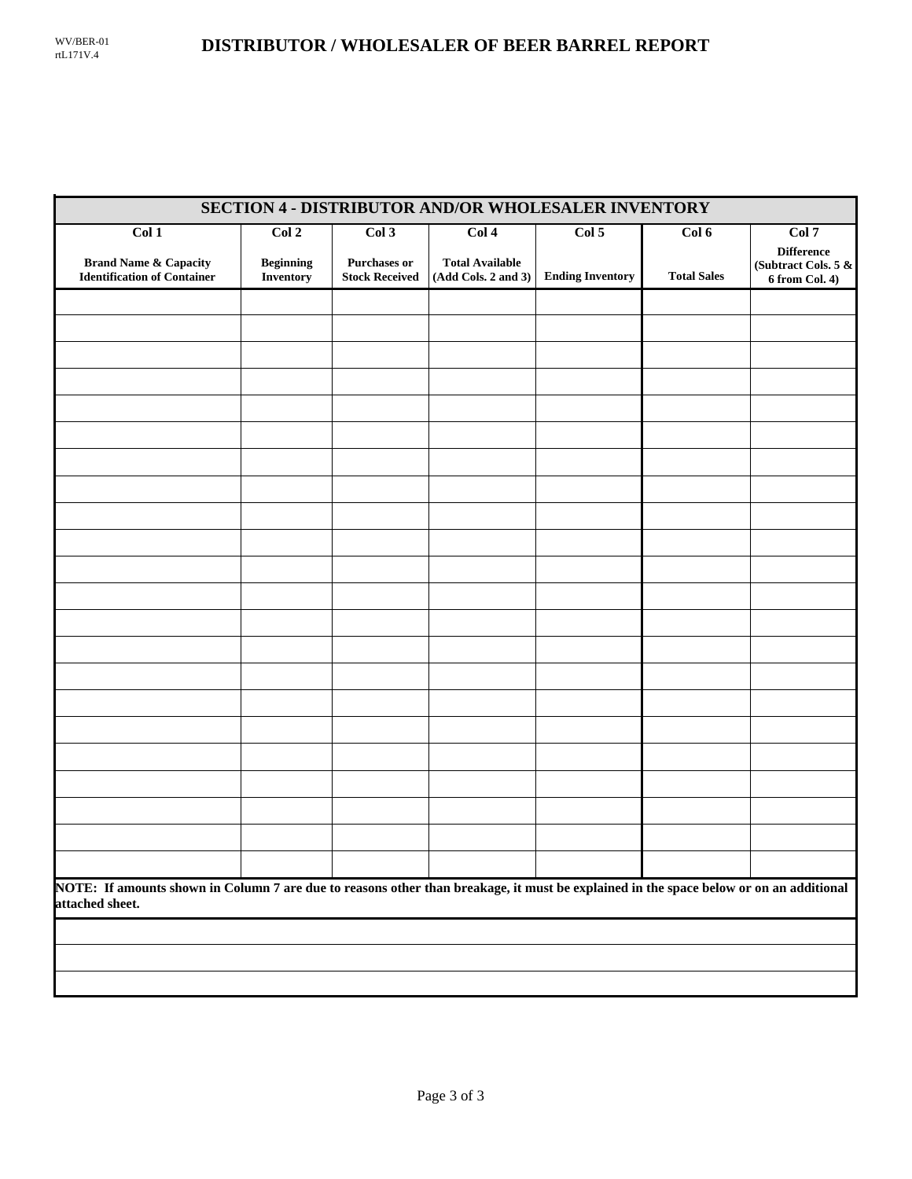WV/BER-01
rtL171V.4

# DISTRIBUTOR / WHOLESALER OF BEER BARREL REPORT

| SECTION 4 - DISTRIBUTOR AND/OR WHOLESALER INVENTORY | | | | | | |
|---|---|---|---|---|---|---|
| **Col 1**<br>**Brand Name & Capacity Identification of Container** | **Col 2**<br>**Beginning Inventory** | **Col 3**<br>**Purchases or Stock Received** | **Col 4**<br>**Total Available (Add Cols. 2 and 3)** | **Col 5**<br>**Ending Inventory** | **Col 6**<br>**Total Sales** | **Col 7**<br>**Difference (Subtract Cols. 5 & 6 from Col. 4)** |
| | | | | | | |
| | | | | | | |
| | | | | | | |
| | | | | | | |
| | | | | | | |
| | | | | | | |
| | | | | | | |
| | | | | | | |
| | | | | | | |
| | | | | | | |
| | | | | | | |
| | | | | | | |
| | | | | | | |
| | | | | | | |
| | | | | | | |
| | | | | | | |
| | | | | | | |
| | | | | | | |
| | | | | | | |
| | | | | | | |
| | | | | | | |
| | | | | | | |

**NOTE: If amounts shown in Column 7 are due to reasons other than breakage, it must be explained in the space below or on an additional attached sheet.**

| |
|---|
| |
| |
| |